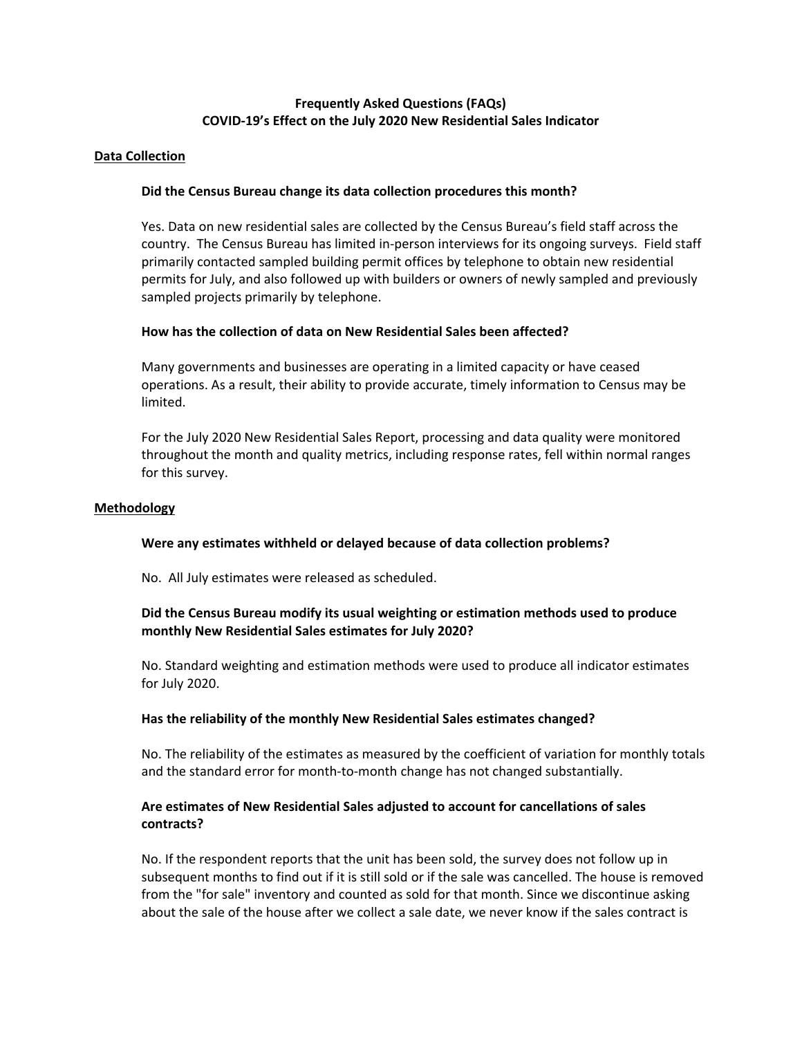# Frequently Asked Questions (FAQs)
# COVID-19's Effect on the July 2020 New Residential Sales Indicator

## Data Collection

### Did the Census Bureau change its data collection procedures this month?

Yes. Data on new residential sales are collected by the Census Bureau's field staff across the country. The Census Bureau has limited in-person interviews for its ongoing surveys. Field staff primarily contacted sampled building permit offices by telephone to obtain new residential permits for July, and also followed up with builders or owners of newly sampled and previously sampled projects primarily by telephone.

### How has the collection of data on New Residential Sales been affected?

Many governments and businesses are operating in a limited capacity or have ceased operations. As a result, their ability to provide accurate, timely information to Census may be limited.

For the July 2020 New Residential Sales Report, processing and data quality were monitored throughout the month and quality metrics, including response rates, fell within normal ranges for this survey.

## Methodology

### Were any estimates withheld or delayed because of data collection problems?

No. All July estimates were released as scheduled.

### Did the Census Bureau modify its usual weighting or estimation methods used to produce monthly New Residential Sales estimates for July 2020?

No. Standard weighting and estimation methods were used to produce all indicator estimates for July 2020.

### Has the reliability of the monthly New Residential Sales estimates changed?

No. The reliability of the estimates as measured by the coefficient of variation for monthly totals and the standard error for month-to-month change has not changed substantially.

### Are estimates of New Residential Sales adjusted to account for cancellations of sales contracts?

No. If the respondent reports that the unit has been sold, the survey does not follow up in subsequent months to find out if it is still sold or if the sale was cancelled. The house is removed from the "for sale" inventory and counted as sold for that month. Since we discontinue asking about the sale of the house after we collect a sale date, we never know if the sales contract is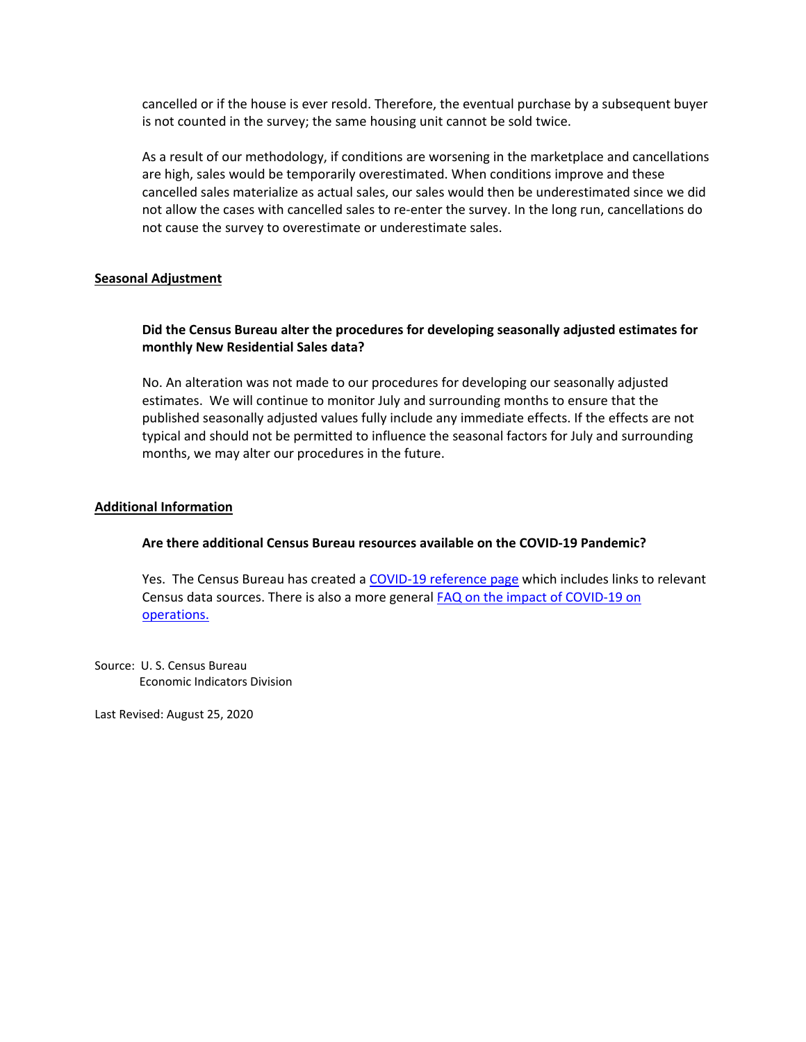cancelled or if the house is ever resold. Therefore, the eventual purchase by a subsequent buyer is not counted in the survey; the same housing unit cannot be sold twice.

As a result of our methodology, if conditions are worsening in the marketplace and cancellations are high, sales would be temporarily overestimated. When conditions improve and these cancelled sales materialize as actual sales, our sales would then be underestimated since we did not allow the cases with cancelled sales to re-enter the survey. In the long run, cancellations do not cause the survey to overestimate or underestimate sales.

## Seasonal Adjustment

**Did the Census Bureau alter the procedures for developing seasonally adjusted estimates for monthly New Residential Sales data?**

No. An alteration was not made to our procedures for developing our seasonally adjusted estimates. We will continue to monitor July and surrounding months to ensure that the published seasonally adjusted values fully include any immediate effects. If the effects are not typical and should not be permitted to influence the seasonal factors for July and surrounding months, we may alter our procedures in the future.

## Additional Information

**Are there additional Census Bureau resources available on the COVID-19 Pandemic?**

Yes. The Census Bureau has created a COVID-19 reference page which includes links to relevant Census data sources. There is also a more general FAQ on the impact of COVID-19 on operations.

Source: U. S. Census Bureau
Economic Indicators Division

Last Revised: August 25, 2020